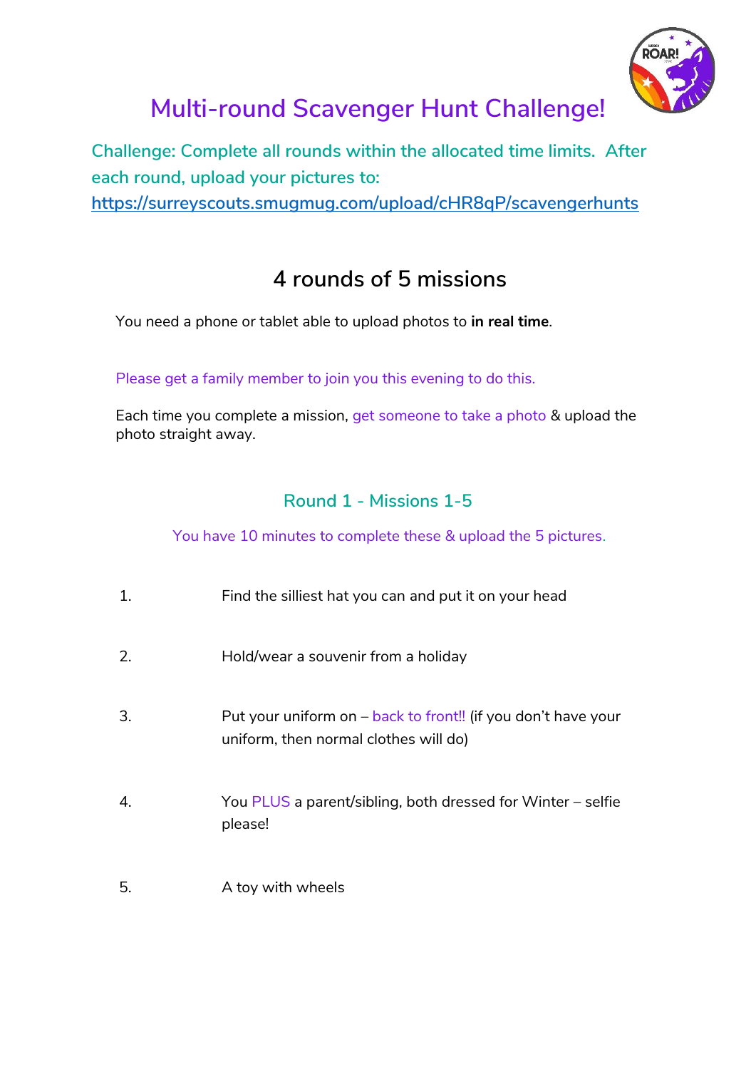# Multi-round Scavenger Hunt Challenge!

Challenge: Complete all rounds within the allocated time limits. After each round, upload your pictures to: https://surreyscouts.smugmug.com/upload/cHR8qP/scavengerhunts

## 4 rounds of 5 missions

You need a phone or tablet able to upload photos to **in real time**.

Please get a family member to join you this evening to do this.

Each time you complete a mission, get someone to take a photo & upload the photo straight away.

### Round 1 - Missions 1-5

You have 10 minutes to complete these & upload the 5 pictures.

1. Find the silliest hat you can and put it on your head
2. Hold/wear a souvenir from a holiday
3. Put your uniform on – back to front!! (if you don't have your uniform, then normal clothes will do)
4. You PLUS a parent/sibling, both dressed for Winter – selfie please!
5. A toy with wheels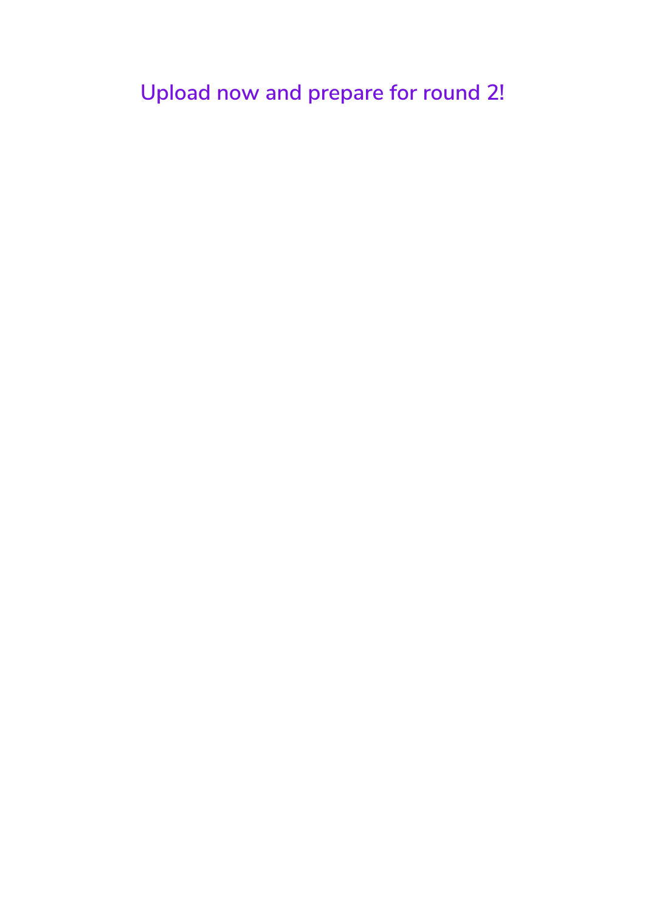**Upload now and prepare for round 2!**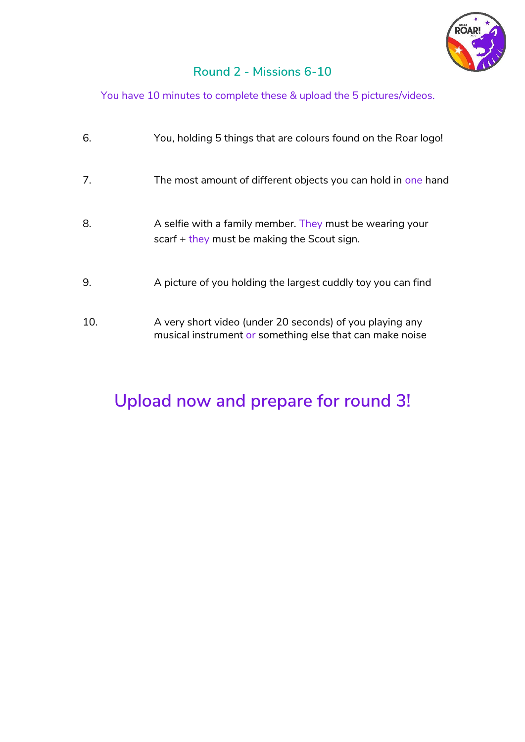## Round 2 - Missions 6-10

You have 10 minutes to complete these & upload the 5 pictures/videos.

6. You, holding 5 things that are colours found on the Roar logo!

7. The most amount of different objects you can hold in one hand

8. A selfie with a family member. They must be wearing your scarf + they must be making the Scout sign.

9. A picture of you holding the largest cuddly toy you can find

10. A very short video (under 20 seconds) of you playing any musical instrument or something else that can make noise

# Upload now and prepare for round 3!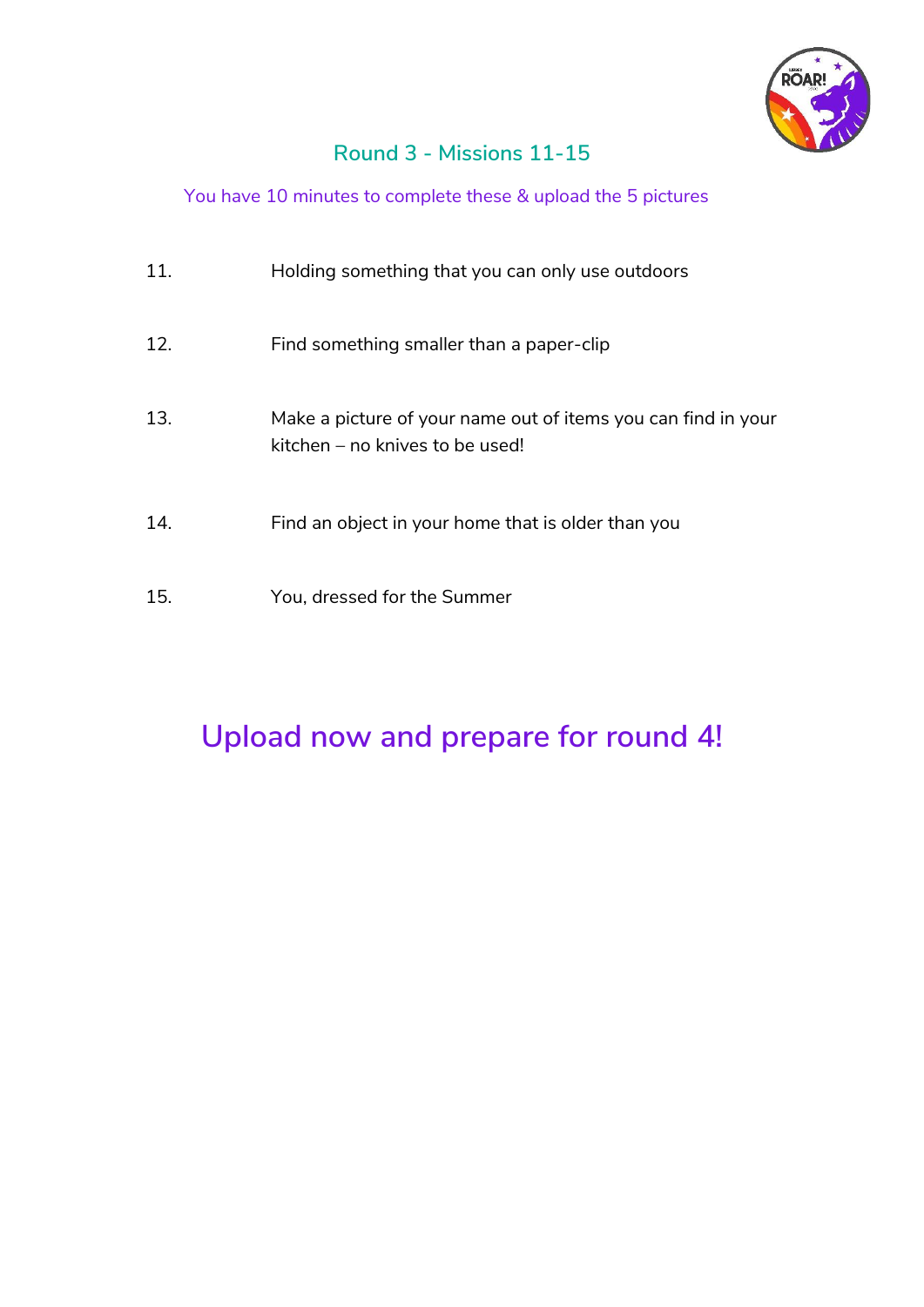## Round 3 - Missions 11-15

You have 10 minutes to complete these & upload the 5 pictures

11. Holding something that you can only use outdoors
12. Find something smaller than a paper-clip
13. Make a picture of your name out of items you can find in your kitchen – no knives to be used!
14. Find an object in your home that is older than you
15. You, dressed for the Summer

## Upload now and prepare for round 4!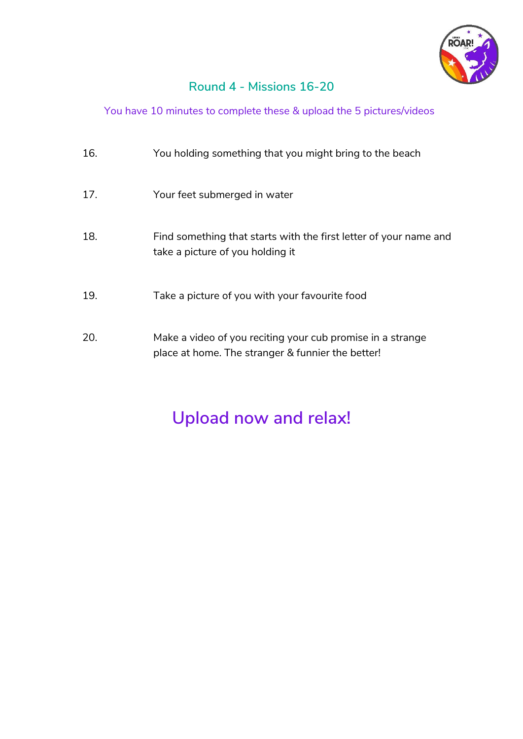## Round 4 - Missions 16-20

You have 10 minutes to complete these & upload the 5 pictures/videos

16. You holding something that you might bring to the beach

17. Your feet submerged in water

18. Find something that starts with the first letter of your name and take a picture of you holding it

19. Take a picture of you with your favourite food

20. Make a video of you reciting your cub promise in a strange place at home. The stranger & funnier the better!

## Upload now and relax!